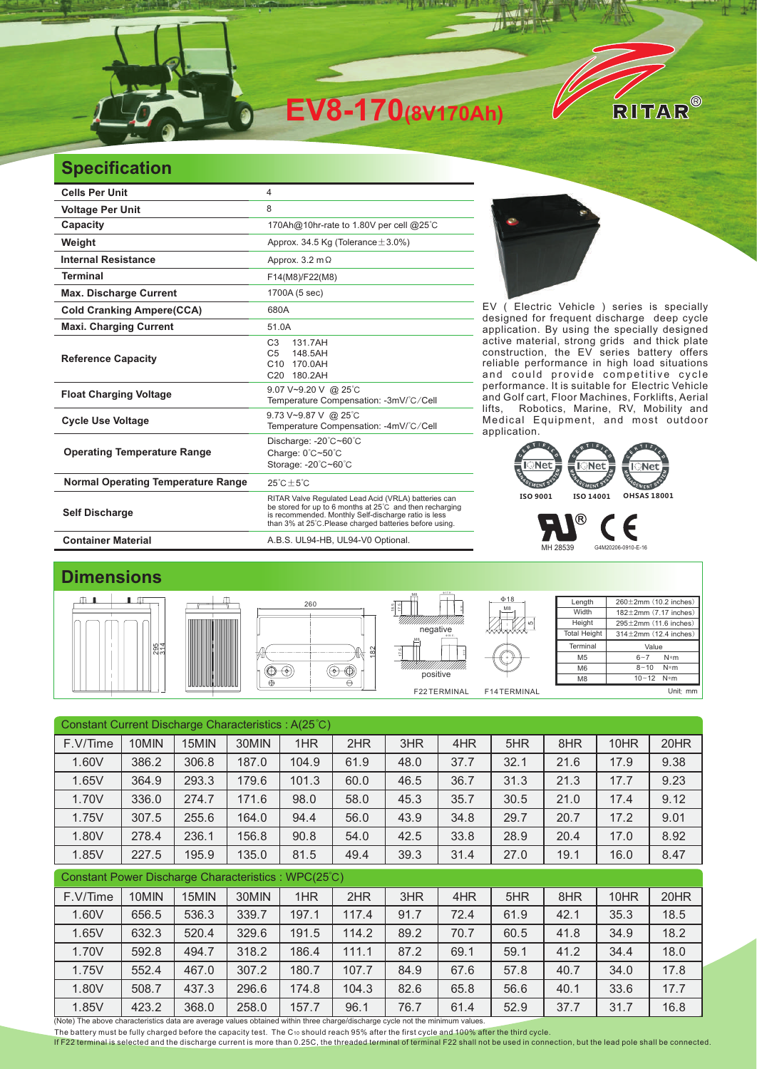# EV8-170(8V170Ah)

RITAR®

## Specification

| | |
|---|---|
| **Cells Per Unit** | 4 |
| **Voltage Per Unit** | 8 |
| **Capacity** | 170Ah@10hr-rate to 1.80V per cell @25°C |
| **Weight** | Approx. 34.5 Kg (Tolerance±3.0%) |
| **Internal Resistance** | Approx. 3.2 mΩ |
| **Terminal** | F14(M8)/F22(M8) |
| **Max. Discharge Current** | 1700A (5 sec) |
| **Cold Cranking Ampere(CCA)** | 680A |
| **Maxi. Charging Current** | 51.0A |
| **Reference Capacity** | C3 131.7AH<br>C5 148.5AH<br>C10 170.0AH<br>C20 180.2AH |
| **Float Charging Voltage** | 9.07 V~9.20 V @ 25°C<br>Temperature Compensation: -3mV/°C/Cell |
| **Cycle Use Voltage** | 9.73 V~9.87 V @ 25°C<br>Temperature Compensation: -4mV/°C/Cell |
| **Operating Temperature Range** | Discharge: -20°C~60°C<br>Charge: 0°C~50°C<br>Storage: -20°C~60°C |
| **Normal Operating Temperature Range** | 25°C±5°C |
| **Self Discharge** | RITAR Valve Regulated Lead Acid (VRLA) batteries can be stored for up to 6 months at 25°C and then recharging is recommended. Monthly Self-discharge ratio is less than 3% at 25°C.Please charged batteries before using. |
| **Container Material** | A.B.S. UL94-HB, UL94-V0 Optional. |

EV ( Electric Vehicle ) series is specially designed for frequent discharge deep cycle application. By using the specially designed active material, strong grids and thick plate construction, the EV series battery offers reliable performance in high load situations and could provide competitive cycle performance. It is suitable for Electric Vehicle and Golf cart, Floor Machines, Forklifts, Aerial lifts, Robotics, Marine, RV, Mobility and Medical Equipment, and most outdoor application.

ISO 9001 ISO 14001 OHSAS 18001

MH 28539 G4M20206-0910-E-16

## Dimensions

F22 TERMINAL F14 TERMINAL

| | |
|---|---|
| Length | 260±2mm (10.2 inches) |
| Width | 182±2mm (7.17 inches) |
| Height | 295±2mm (11.6 inches) |
| Total Height | 314±2mm (12.4 inches) |

| Terminal | Value |
|---|---|
| M5 | 6~7 N*m |
| M6 | 8~10 N*m |
| M8 | 10~12 N*m |

Unit: mm

**Constant Current Discharge Characteristics : A(25°C)**

| F.V/Time | 10MIN | 15MIN | 30MIN | 1HR | 2HR | 3HR | 4HR | 5HR | 8HR | 10HR | 20HR |
|---|---|---|---|---|---|---|---|---|---|---|---|
| 1.60V | 386.2 | 306.8 | 187.0 | 104.9 | 61.9 | 48.0 | 37.7 | 32.1 | 21.6 | 17.9 | 9.38 |
| 1.65V | 364.9 | 293.3 | 179.6 | 101.3 | 60.0 | 46.5 | 36.7 | 31.3 | 21.3 | 17.7 | 9.23 |
| 1.70V | 336.0 | 274.7 | 171.6 | 98.0 | 58.0 | 45.3 | 35.7 | 30.5 | 21.0 | 17.4 | 9.12 |
| 1.75V | 307.5 | 255.6 | 164.0 | 94.4 | 56.0 | 43.9 | 34.8 | 29.7 | 20.7 | 17.2 | 9.01 |
| 1.80V | 278.4 | 236.1 | 156.8 | 90.8 | 54.0 | 42.5 | 33.8 | 28.9 | 20.4 | 17.0 | 8.92 |
| 1.85V | 227.5 | 195.9 | 135.0 | 81.5 | 49.4 | 39.3 | 31.4 | 27.0 | 19.1 | 16.0 | 8.47 |

**Constant Power Discharge Characteristics : WPC(25°C)**

| F.V/Time | 10MIN | 15MIN | 30MIN | 1HR | 2HR | 3HR | 4HR | 5HR | 8HR | 10HR | 20HR |
|---|---|---|---|---|---|---|---|---|---|---|---|
| 1.60V | 656.5 | 536.3 | 339.7 | 197.1 | 117.4 | 91.7 | 72.4 | 61.9 | 42.1 | 35.3 | 18.5 |
| 1.65V | 632.3 | 520.4 | 329.6 | 191.5 | 114.2 | 89.2 | 70.7 | 60.5 | 41.8 | 34.9 | 18.2 |
| 1.70V | 592.8 | 494.7 | 318.2 | 186.4 | 111.1 | 87.2 | 69.1 | 59.1 | 41.2 | 34.4 | 18.0 |
| 1.75V | 552.4 | 467.0 | 307.2 | 180.7 | 107.7 | 84.9 | 67.6 | 57.8 | 40.7 | 34.0 | 17.8 |
| 1.80V | 508.7 | 437.3 | 296.6 | 174.8 | 104.3 | 82.6 | 65.8 | 56.6 | 40.1 | 33.6 | 17.7 |
| 1.85V | 423.2 | 368.0 | 258.0 | 157.7 | 96.1 | 76.7 | 61.4 | 52.9 | 37.7 | 31.7 | 16.8 |

(Note) The above characteristics data are average values obtained within three charge/discharge cycle not the minimum values.
The battery must be fully charged before the capacity test. The $C_{10}$ should reach 95% after the first cycle and 100% after the third cycle.
If F22 terminal is selected and the discharge current is more than 0.25C, the threaded terminal of terminal F22 shall not be used in connection, but the lead pole shall be connected.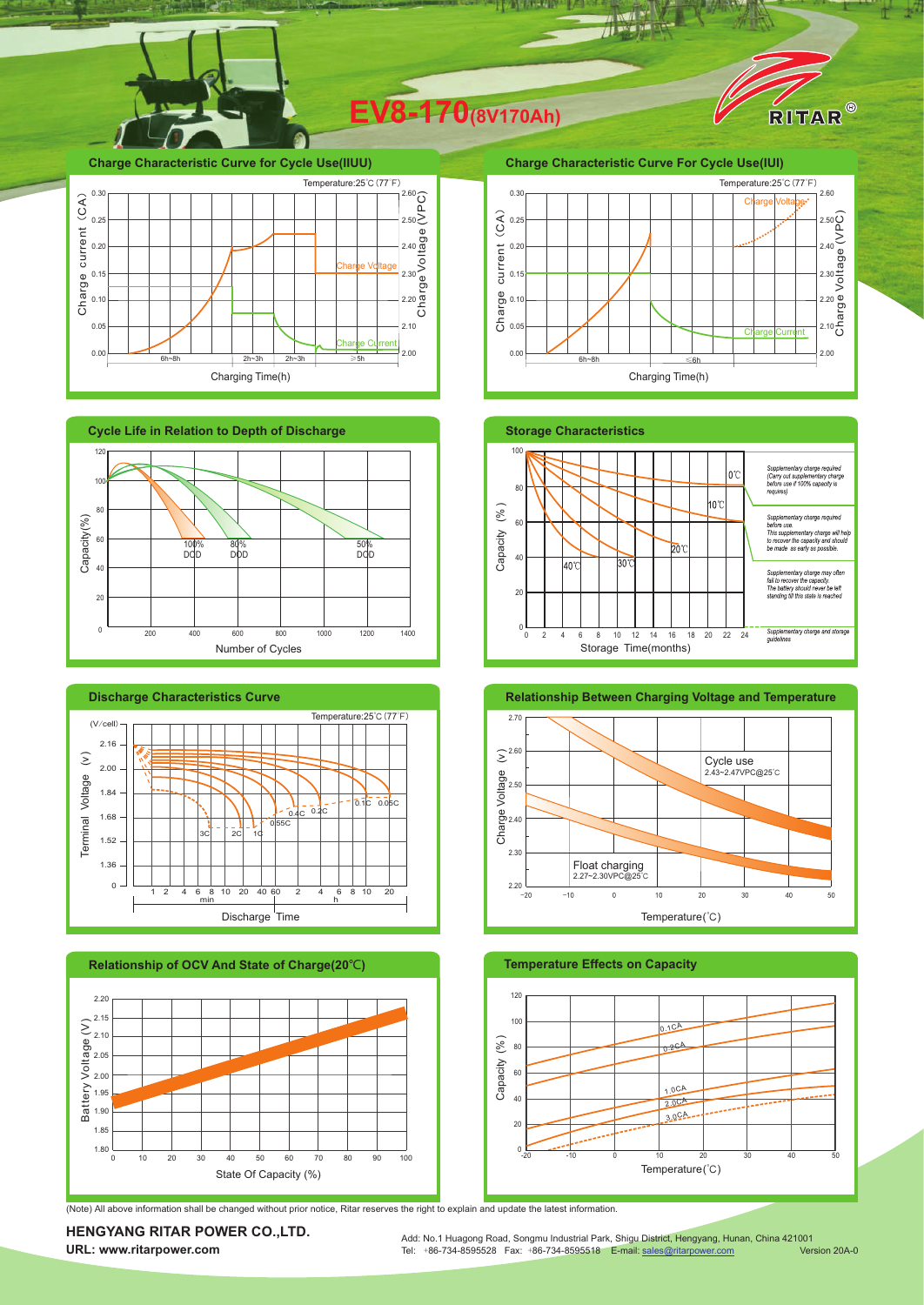# EV8-170(8V170Ah)

RITAR®

## Charge Characteristic Curve for Cycle Use(IIUU)

Temperature:25℃ (77℉)

Charge current (CA)

0.30
0.25
0.20
0.15
0.10
0.05
0.00

Charge Voltage (VPC)

2.60
2.50
2.40
2.30
2.20
2.10
2.00

Charge Voltage

Charge Current

6h~8h
2h~3h
2h~3h
≥5h

Charging Time(h)

## Charge Characteristic Curve For Cycle Use(IUI)

Temperature:25℃ (77℉)

Charge current (CA)

0.30
0.25
0.20
0.15
0.10
0.05
0.00

Charge Voltage (VPC)

2.60
2.50
2.40
2.30
2.20
2.10
2.00

Charge Voltage

Charge Current

6h~8h
≤6h

Charging Time(h)

## Cycle Life in Relation to Depth of Discharge

Capacity(%)

120
100
80
60
40
20
0

100% DOD
80% DOD
50% DOD

200
400
600
800
1000
1200
1400

Number of Cycles

## Storage Characteristics

Capacity (%)

100
80
60
40
20
0

0℃
10℃
20℃
30℃
40℃

0
2
4
6
8
10
12
14
16
18
20
22
24

Storage Time(months)

*Supplementary charge required (Carry out supplementary charge before use if 100% capacity is requires)*

*Supplementary charge required before use. This supplementary charge will help to recover the capacity and should be made as early as possible.*

*Supplementary charge may often fail to recover the capacity. The battery should never be left standing till this state is reached*

*Supplementary charge and storage guidelines*

## Discharge Characteristics Curve

Temperature:25℃ (77℉)

Terminal Voltage (v)

(V/cell)

2.16
2.00
1.84
1.68
1.52
1.36
0

3C
2C
1C
0.55C
0.4C
0.2C
0.1C
0.05C

1
2
4
6
8
10
20
40
60
min

2
4
6
8
10
20
h

Discharge Time

## Relationship Between Charging Voltage and Temperature

Charge Voltage (v)

2.70
2.60
2.50
2.40
2.30
2.20

Cycle use
2.43~2.47VPC@25℃

Float charging
2.27~2.30VPC@25℃

−20
−10
0
10
20
30
40
50

Temperature(℃)

## Relationship of OCV And State of Charge(20℃)

Battery Voltage (V)

2.20
2.15
2.10
2.05
2.00
1.95
1.90
1.85
1.80

0
10
20
30
40
50
60
70
80
90
100

State Of Capacity (%)

## Temperature Effects on Capacity

Capacity (%)

120
100
80
60
40
20
0

0.1CA
0.2CA
1.0CA
2.0CA
3.0CA

-20
-10
0
10
20
30
40
50

Temperature(℃)

(Note) All above information shall be changed without prior notice, Ritar reserves the right to explain and update the latest information.

**HENGYANG RITAR POWER CO.,LTD.**

**URL: www.ritarpower.com**

Add: No.1 Huagong Road, Songmu Industrial Park, Shigu District, Hengyang, Hunan, China 421001

Tel: +86-734-8595528 Fax: +86-734-8595518 E-mail: sales@ritarpower.com

Version 20A-0